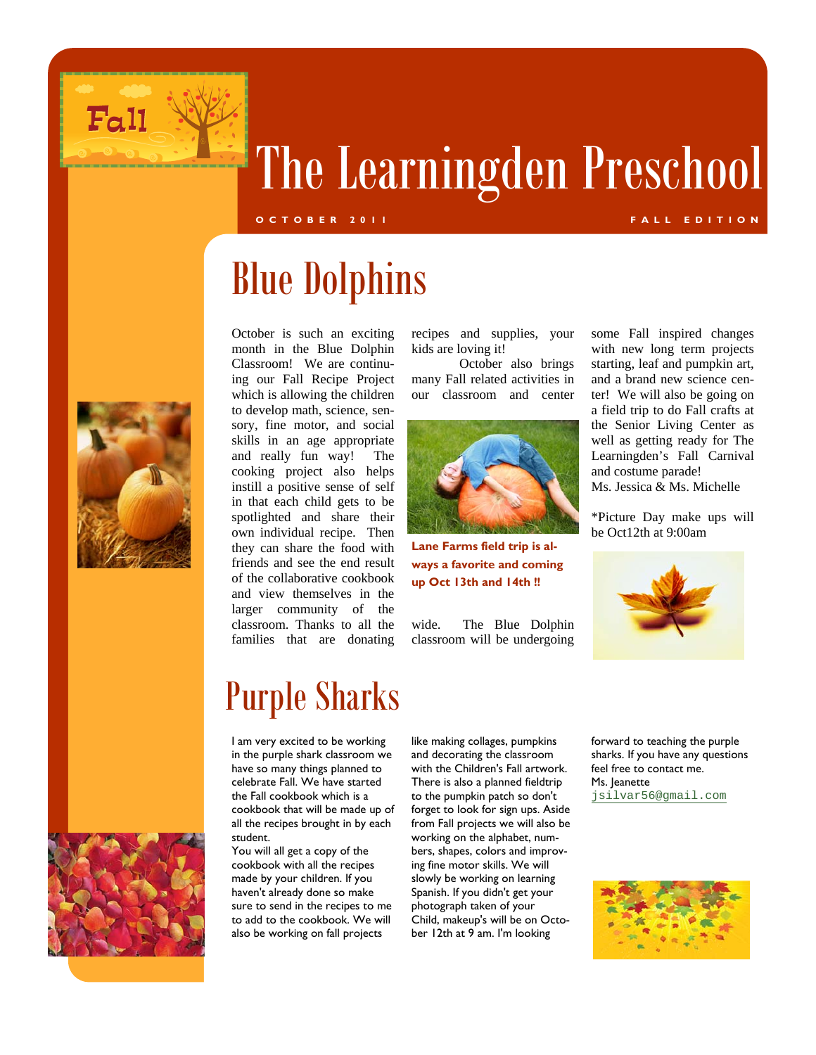# The Learningden Preschool

OCTOBER 2011 — FALL EDITION

## Blue Dolphins

October is such an exciting month in the Blue Dolphin Classroom! We are continuing our Fall Recipe Project which is allowing the children to develop math, science, sensory, fine motor, and social skills in an age appropriate and really fun way! The cooking project also helps instill a positive sense of self in that each child gets to be spotlighted and share their own individual recipe. Then they can share the food with friends and see the end result of the collaborative cookbook and view themselves in the larger community of the classroom. Thanks to all the families that are donating recipes and supplies, your kids are loving it!

October also brings many Fall related activities in our classroom and center wide. The Blue Dolphin classroom will be undergoing some Fall inspired changes with new long term projects starting, leaf and pumpkin art, and a brand new science center! We will also be going on a field trip to do Fall crafts at the Senior Living Center as well as getting ready for The Learningden's Fall Carnival and costume parade!

Ms. Jessica & Ms. Michelle

*Picture Day make ups will be Oct12th at 9:00am

**Lane Farms field trip is always a favorite and coming up Oct 13th and 14th !!**

## Purple Sharks

I am very excited to be working in the purple shark classroom we have so many things planned to celebrate Fall. We have started the Fall cookbook which is a cookbook that will be made up of all the recipes brought in by each student.

You will all get a copy of the cookbook with all the recipes made by your children. If you haven't already done so make sure to send in the recipes to me to add to the cookbook. We will also be working on fall projects like making collages, pumpkins and decorating the classroom with the Children's Fall artwork. There is also a planned fieldtrip to the pumpkin patch so don't forget to look for sign ups. Aside from Fall projects we will also be working on the alphabet, numbers, shapes, colors and improving fine motor skills. We will slowly be working on learning Spanish. If you didn't get your photograph taken of your Child, makeup's will be on October 12th at 9 am. I'm looking forward to teaching the purple sharks. If you have any questions feel free to contact me.

Ms. Jeanette

jsilvar56@gmail.com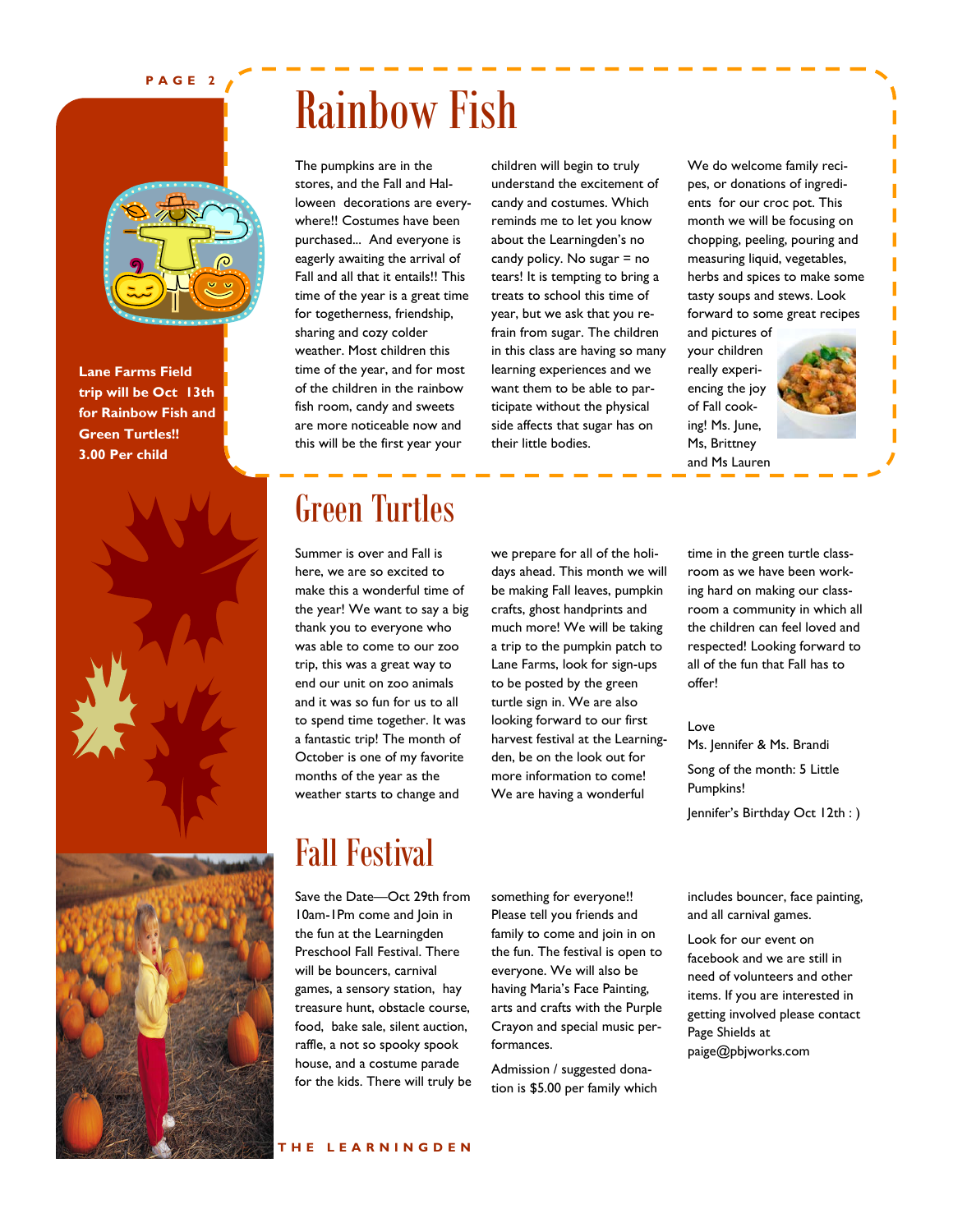**Lane Farms Field trip will be Oct 13th for Rainbow Fish and Green Turtles!! 3.00 Per child**

# Rainbow Fish

The pumpkins are in the stores, and the Fall and Halloween decorations are everywhere!! Costumes have been purchased... And everyone is eagerly awaiting the arrival of Fall and all that it entails!! This time of the year is a great time for togetherness, friendship, sharing and cozy colder weather. Most children this time of the year, and for most of the children in the rainbow fish room, candy and sweets are more noticeable now and this will be the first year your children will begin to truly understand the excitement of candy and costumes. Which reminds me to let you know about the Learningden's no candy policy. No sugar = no tears! It is tempting to bring a treats to school this time of year, but we ask that you refrain from sugar. The children in this class are having so many learning experiences and we want them to be able to participate without the physical side affects that sugar has on their little bodies.

We do welcome family recipes, or donations of ingredients for our croc pot. This month we will be focusing on chopping, peeling, pouring and measuring liquid, vegetables, herbs and spices to make some tasty soups and stews. Look forward to some great recipes and pictures of your children really experiencing the joy of Fall cooking! Ms. June, Ms, Brittney and Ms Lauren

# Green Turtles

Summer is over and Fall is here, we are so excited to make this a wonderful time of the year! We want to say a big thank you to everyone who was able to come to our zoo trip, this was a great way to end our unit on zoo animals and it was so fun for us to all to spend time together. It was a fantastic trip! The month of October is one of my favorite months of the year as the weather starts to change and we prepare for all of the holidays ahead. This month we will be making Fall leaves, pumpkin crafts, ghost handprints and much more! We will be taking a trip to the pumpkin patch to Lane Farms, look for sign-ups to be posted by the green turtle sign in. We are also looking forward to our first harvest festival at the Learningden, be on the look out for more information to come! We are having a wonderful time in the green turtle classroom as we have been working hard on making our classroom a community in which all the children can feel loved and respected! Looking forward to all of the fun that Fall has to offer!

Love
Ms. Jennifer & Ms. Brandi

Song of the month: 5 Little Pumpkins!

Jennifer's Birthday Oct 12th : )

# Fall Festival

Save the Date—Oct 29th from 10am-1Pm come and Join in the fun at the Learningden Preschool Fall Festival. There will be bouncers, carnival games, a sensory station, hay treasure hunt, obstacle course, food, bake sale, silent auction, raffle, a not so spooky spook house, and a costume parade for the kids. There will truly be something for everyone!! Please tell you friends and family to come and join in on the fun. The festival is open to everyone. We will also be having Maria's Face Painting, arts and crafts with the Purple Crayon and special music performances.

Admission / suggested donation is $5.00 per family which includes bouncer, face painting, and all carnival games.

Look for our event on facebook and we are still in need of volunteers and other items. If you are interested in getting involved please contact Page Shields at paige@pbjworks.com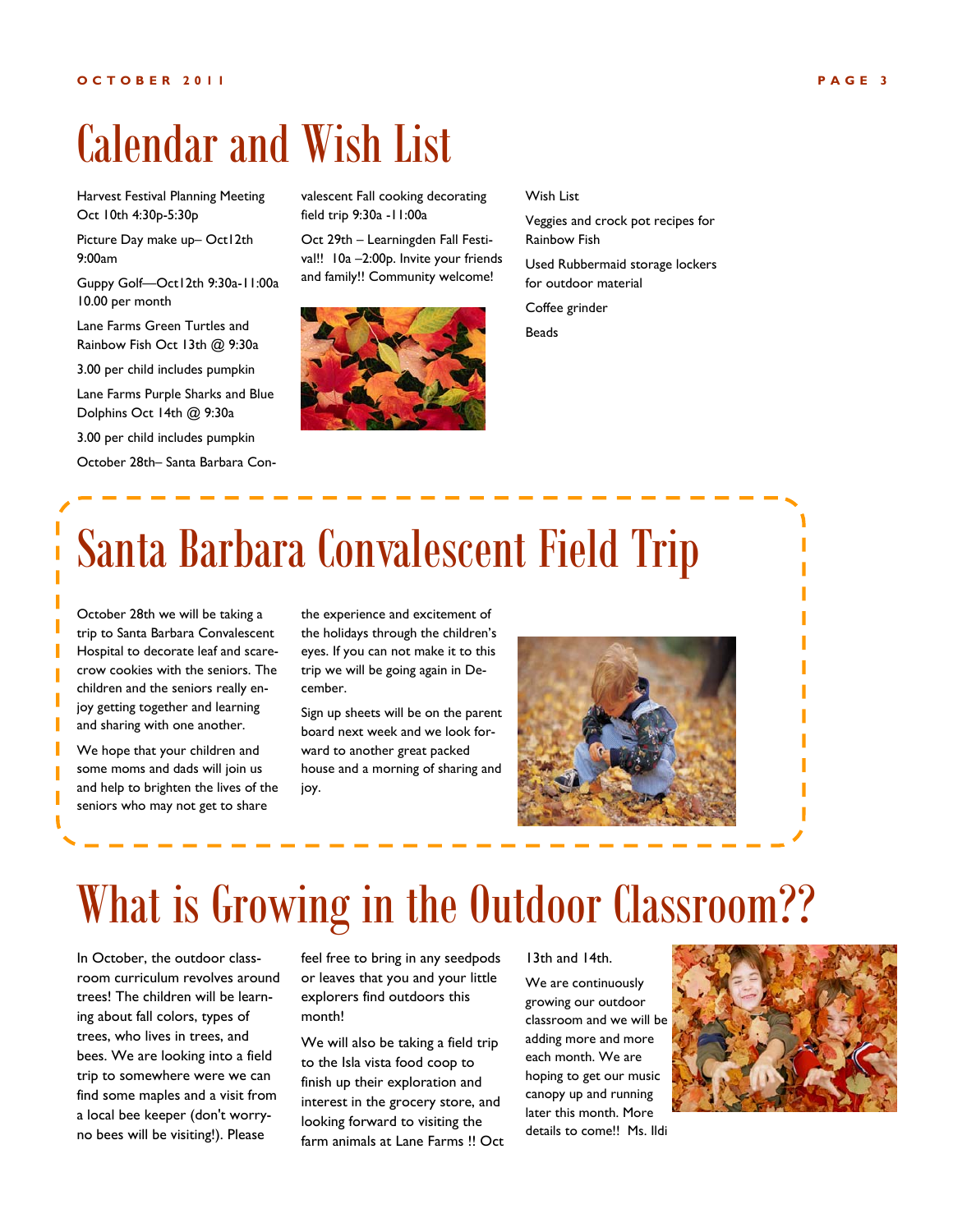# Calendar and Wish List

Harvest Festival Planning Meeting Oct 10th 4:30p-5:30p

Picture Day make up– Oct12th 9:00am

Guppy Golf—Oct12th 9:30a-11:00a 10.00 per month

Lane Farms Green Turtles and Rainbow Fish Oct 13th @ 9:30a

3.00 per child includes pumpkin

Lane Farms Purple Sharks and Blue Dolphins Oct 14th @ 9:30a

3.00 per child includes pumpkin

October 28th– Santa Barbara Convalescent Fall cooking decorating field trip 9:30a -11:00a

Oct 29th – Learningden Fall Festival!! 10a –2:00p. Invite your friends and family!! Community welcome!

Wish List

Veggies and crock pot recipes for Rainbow Fish

Used Rubbermaid storage lockers for outdoor material

Coffee grinder

Beads

# Santa Barbara Convalescent Field Trip

October 28th we will be taking a trip to Santa Barbara Convalescent Hospital to decorate leaf and scarecrow cookies with the seniors. The children and the seniors really enjoy getting together and learning and sharing with one another.

We hope that your children and some moms and dads will join us and help to brighten the lives of the seniors who may not get to share the experience and excitement of the holidays through the children's eyes. If you can not make it to this trip we will be going again in December.

Sign up sheets will be on the parent board next week and we look forward to another great packed house and a morning of sharing and joy.

# What is Growing in the Outdoor Classroom??

In October, the outdoor classroom curriculum revolves around trees! The children will be learning about fall colors, types of trees, who lives in trees, and bees. We are looking into a field trip to somewhere were we can find some maples and a visit from a local bee keeper (don't worry- no bees will be visiting!). Please feel free to bring in any seedpods or leaves that you and your little explorers find outdoors this month!

We will also be taking a field trip to the Isla vista food coop to finish up their exploration and interest in the grocery store, and looking forward to visiting the farm animals at Lane Farms !! Oct 13th and 14th.

We are continuously growing our outdoor classroom and we will be adding more and more each month. We are hoping to get our music canopy up and running later this month. More details to come!! Ms. Ildi